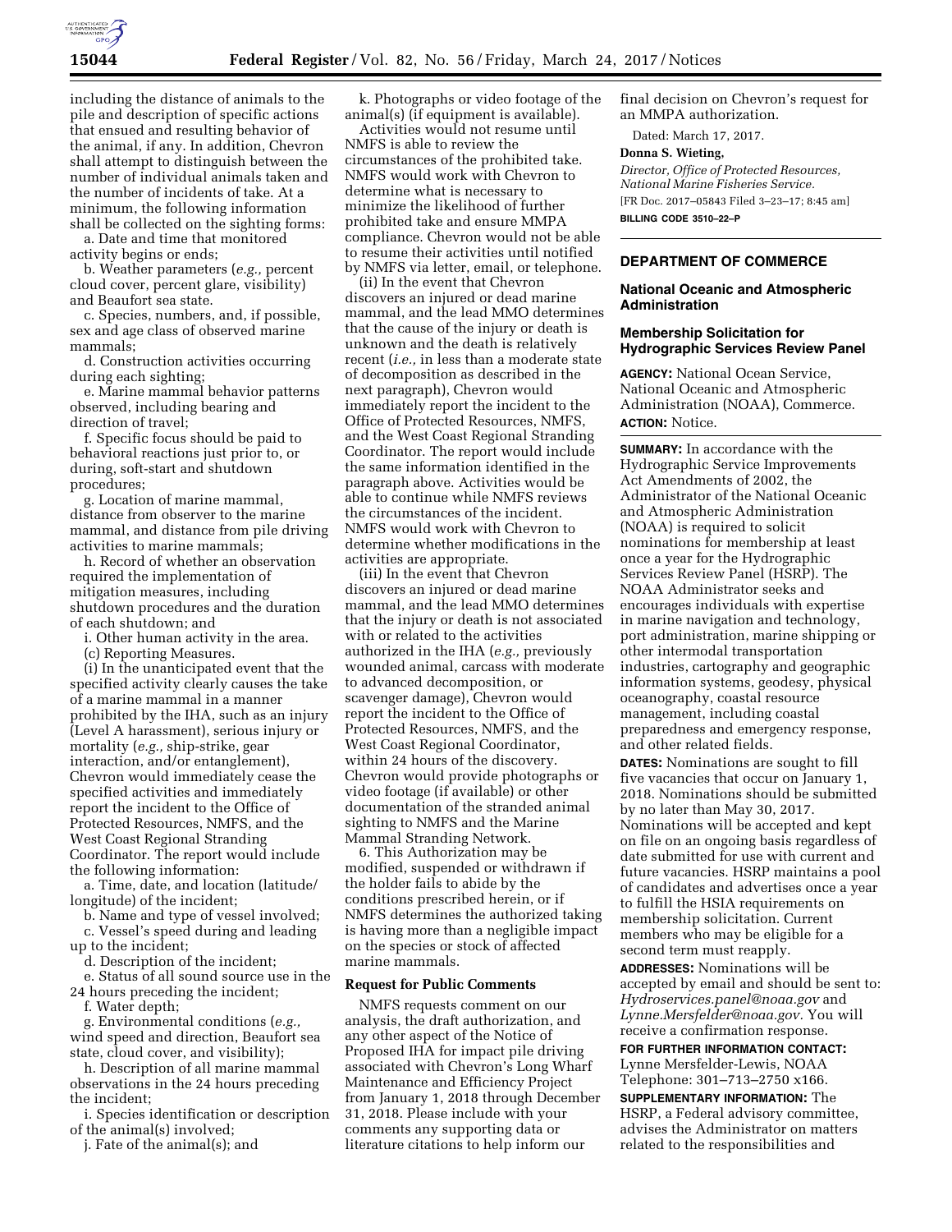including the distance of animals to the pile and description of specific actions that ensued and resulting behavior of the animal, if any. In addition, Chevron shall attempt to distinguish between the number of individual animals taken and the number of incidents of take. At a minimum, the following information shall be collected on the sighting forms:

a. Date and time that monitored activity begins or ends;

b. Weather parameters (*e.g.,* percent cloud cover, percent glare, visibility) and Beaufort sea state.

c. Species, numbers, and, if possible, sex and age class of observed marine mammals;

d. Construction activities occurring during each sighting;

e. Marine mammal behavior patterns observed, including bearing and direction of travel;

f. Specific focus should be paid to behavioral reactions just prior to, or during, soft-start and shutdown procedures;

g. Location of marine mammal, distance from observer to the marine mammal, and distance from pile driving activities to marine mammals;

h. Record of whether an observation required the implementation of mitigation measures, including shutdown procedures and the duration of each shutdown; and

i. Other human activity in the area.

(c) Reporting Measures.

(i) In the unanticipated event that the specified activity clearly causes the take of a marine mammal in a manner prohibited by the IHA, such as an injury (Level A harassment), serious injury or mortality (*e.g.,* ship-strike, gear interaction, and/or entanglement), Chevron would immediately cease the specified activities and immediately report the incident to the Office of Protected Resources, NMFS, and the West Coast Regional Stranding Coordinator. The report would include the following information:

a. Time, date, and location (latitude/longitude) of the incident;

b. Name and type of vessel involved;

c. Vessel's speed during and leading up to the incident;

d. Description of the incident;

e. Status of all sound source use in the 24 hours preceding the incident;

f. Water depth;

g. Environmental conditions (*e.g.,* wind speed and direction, Beaufort sea state, cloud cover, and visibility);

h. Description of all marine mammal observations in the 24 hours preceding the incident;

i. Species identification or description of the animal(s) involved;

j. Fate of the animal(s); and

k. Photographs or video footage of the animal(s) (if equipment is available).

Activities would not resume until NMFS is able to review the circumstances of the prohibited take. NMFS would work with Chevron to determine what is necessary to minimize the likelihood of further prohibited take and ensure MMPA compliance. Chevron would not be able to resume their activities until notified by NMFS via letter, email, or telephone.

(ii) In the event that Chevron discovers an injured or dead marine mammal, and the lead MMO determines that the cause of the injury or death is unknown and the death is relatively recent (*i.e.,* in less than a moderate state of decomposition as described in the next paragraph), Chevron would immediately report the incident to the Office of Protected Resources, NMFS, and the West Coast Regional Stranding Coordinator. The report would include the same information identified in the paragraph above. Activities would be able to continue while NMFS reviews the circumstances of the incident. NMFS would work with Chevron to determine whether modifications in the activities are appropriate.

(iii) In the event that Chevron discovers an injured or dead marine mammal, and the lead MMO determines that the injury or death is not associated with or related to the activities authorized in the IHA (*e.g.,* previously wounded animal, carcass with moderate to advanced decomposition, or scavenger damage), Chevron would report the incident to the Office of Protected Resources, NMFS, and the West Coast Regional Coordinator, within 24 hours of the discovery. Chevron would provide photographs or video footage (if available) or other documentation of the stranded animal sighting to NMFS and the Marine Mammal Stranding Network.

6. This Authorization may be modified, suspended or withdrawn if the holder fails to abide by the conditions prescribed herein, or if NMFS determines the authorized taking is having more than a negligible impact on the species or stock of affected marine mammals.

## Request for Public Comments

NMFS requests comment on our analysis, the draft authorization, and any other aspect of the Notice of Proposed IHA for impact pile driving associated with Chevron's Long Wharf Maintenance and Efficiency Project from January 1, 2018 through December 31, 2018. Please include with your comments any supporting data or literature citations to help inform our final decision on Chevron's request for an MMPA authorization.

Dated: March 17, 2017.

**Donna S. Wieting,**

*Director, Office of Protected Resources, National Marine Fisheries Service.*

[FR Doc. 2017–05843 Filed 3–23–17; 8:45 am]

**BILLING CODE 3510–22–P**

---

## DEPARTMENT OF COMMERCE

### National Oceanic and Atmospheric Administration

### Membership Solicitation for Hydrographic Services Review Panel

**AGENCY:** National Ocean Service, National Oceanic and Atmospheric Administration (NOAA), Commerce.

**ACTION:** Notice.

**SUMMARY:** In accordance with the Hydrographic Service Improvements Act Amendments of 2002, the Administrator of the National Oceanic and Atmospheric Administration (NOAA) is required to solicit nominations for membership at least once a year for the Hydrographic Services Review Panel (HSRP). The NOAA Administrator seeks and encourages individuals with expertise in marine navigation and technology, port administration, marine shipping or other intermodal transportation industries, cartography and geographic information systems, geodesy, physical oceanography, coastal resource management, including coastal preparedness and emergency response, and other related fields.

**DATES:** Nominations are sought to fill five vacancies that occur on January 1, 2018. Nominations should be submitted by no later than May 30, 2017. Nominations will be accepted and kept on file on an ongoing basis regardless of date submitted for use with current and future vacancies. HSRP maintains a pool of candidates and advertises once a year to fulfill the HSIA requirements on membership solicitation. Current members who may be eligible for a second term must reapply.

**ADDRESSES:** Nominations will be accepted by email and should be sent to: *Hydroservices.panel@noaa.gov* and *Lynne.Mersfelder@noaa.gov.* You will receive a confirmation response.

**FOR FURTHER INFORMATION CONTACT:** Lynne Mersfelder-Lewis, NOAA Telephone: 301–713–2750 x166.

**SUPPLEMENTARY INFORMATION:** The HSRP, a Federal advisory committee, advises the Administrator on matters related to the responsibilities and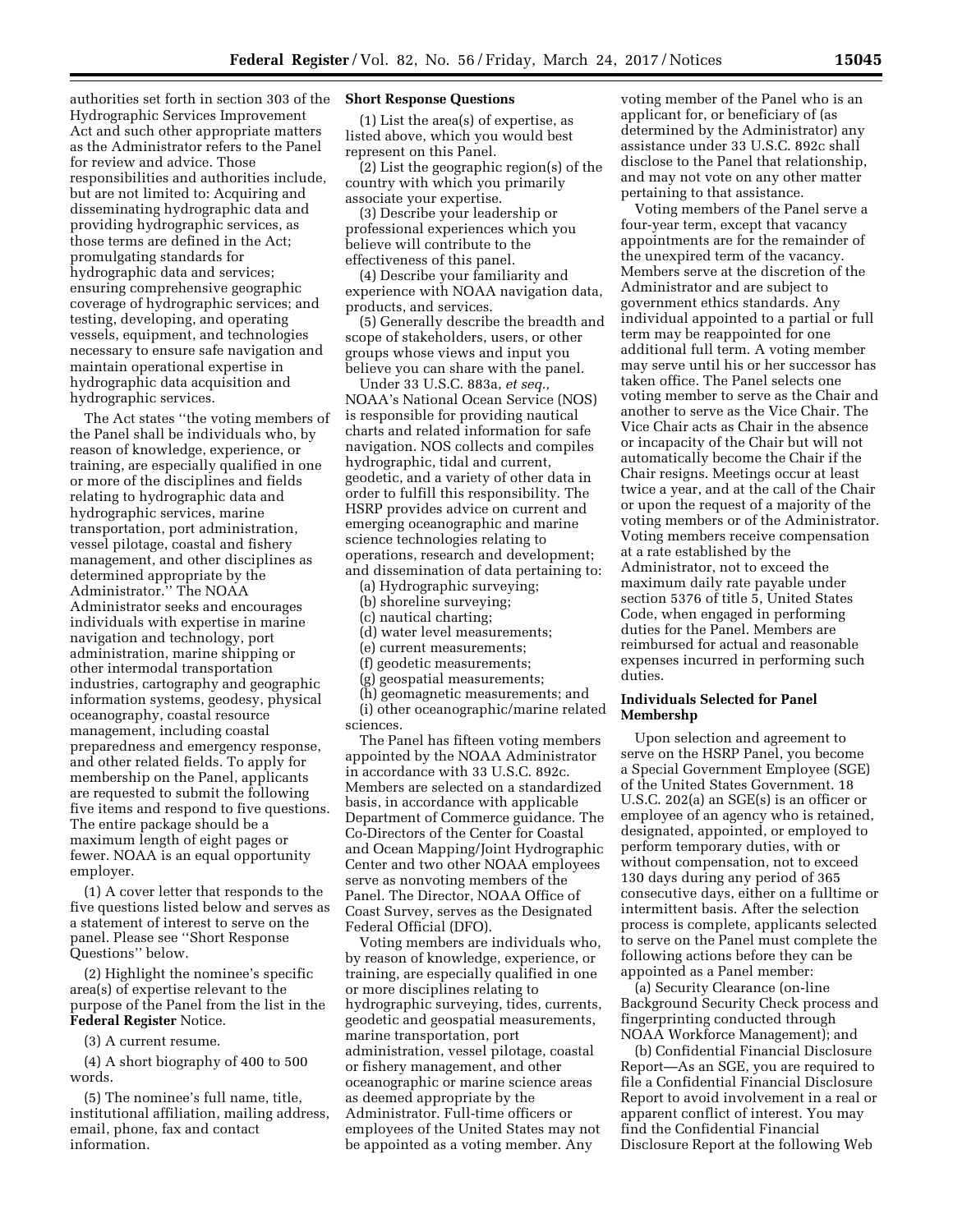authorities set forth in section 303 of the Hydrographic Services Improvement Act and such other appropriate matters as the Administrator refers to the Panel for review and advice. Those responsibilities and authorities include, but are not limited to: Acquiring and disseminating hydrographic data and providing hydrographic services, as those terms are defined in the Act; promulgating standards for hydrographic data and services; ensuring comprehensive geographic coverage of hydrographic services; and testing, developing, and operating vessels, equipment, and technologies necessary to ensure safe navigation and maintain operational expertise in hydrographic data acquisition and hydrographic services.

The Act states ''the voting members of the Panel shall be individuals who, by reason of knowledge, experience, or training, are especially qualified in one or more of the disciplines and fields relating to hydrographic data and hydrographic services, marine transportation, port administration, vessel pilotage, coastal and fishery management, and other disciplines as determined appropriate by the Administrator.'' The NOAA Administrator seeks and encourages individuals with expertise in marine navigation and technology, port administration, marine shipping or other intermodal transportation industries, cartography and geographic information systems, geodesy, physical oceanography, coastal resource management, including coastal preparedness and emergency response, and other related fields. To apply for membership on the Panel, applicants are requested to submit the following five items and respond to five questions. The entire package should be a maximum length of eight pages or fewer. NOAA is an equal opportunity employer.

(1) A cover letter that responds to the five questions listed below and serves as a statement of interest to serve on the panel. Please see ''Short Response Questions'' below.

(2) Highlight the nominee's specific area(s) of expertise relevant to the purpose of the Panel from the list in the **Federal Register** Notice.

(3) A current resume.

(4) A short biography of 400 to 500 words.

(5) The nominee's full name, title, institutional affiliation, mailing address, email, phone, fax and contact information.

**Short Response Questions**

(1) List the area(s) of expertise, as listed above, which you would best represent on this Panel.

(2) List the geographic region(s) of the country with which you primarily associate your expertise.

(3) Describe your leadership or professional experiences which you believe will contribute to the effectiveness of this panel.

(4) Describe your familiarity and experience with NOAA navigation data, products, and services.

(5) Generally describe the breadth and scope of stakeholders, users, or other groups whose views and input you believe you can share with the panel.

Under 33 U.S.C. 883a, *et seq.,* NOAA's National Ocean Service (NOS) is responsible for providing nautical charts and related information for safe navigation. NOS collects and compiles hydrographic, tidal and current, geodetic, and a variety of other data in order to fulfill this responsibility. The HSRP provides advice on current and emerging oceanographic and marine science technologies relating to operations, research and development; and dissemination of data pertaining to:

(a) Hydrographic surveying;

(b) shoreline surveying;

(c) nautical charting;

(d) water level measurements;

(e) current measurements;

(f) geodetic measurements;

(g) geospatial measurements;

(h) geomagnetic measurements; and

(i) other oceanographic/marine related sciences.

The Panel has fifteen voting members appointed by the NOAA Administrator in accordance with 33 U.S.C. 892c. Members are selected on a standardized basis, in accordance with applicable Department of Commerce guidance. The Co-Directors of the Center for Coastal and Ocean Mapping/Joint Hydrographic Center and two other NOAA employees serve as nonvoting members of the Panel. The Director, NOAA Office of Coast Survey, serves as the Designated Federal Official (DFO).

Voting members are individuals who, by reason of knowledge, experience, or training, are especially qualified in one or more disciplines relating to hydrographic surveying, tides, currents, geodetic and geospatial measurements, marine transportation, port administration, vessel pilotage, coastal or fishery management, and other oceanographic or marine science areas as deemed appropriate by the Administrator. Full-time officers or employees of the United States may not be appointed as a voting member. Any voting member of the Panel who is an applicant for, or beneficiary of (as determined by the Administrator) any assistance under 33 U.S.C. 892c shall disclose to the Panel that relationship, and may not vote on any other matter pertaining to that assistance.

Voting members of the Panel serve a four-year term, except that vacancy appointments are for the remainder of the unexpired term of the vacancy. Members serve at the discretion of the Administrator and are subject to government ethics standards. Any individual appointed to a partial or full term may be reappointed for one additional full term. A voting member may serve until his or her successor has taken office. The Panel selects one voting member to serve as the Chair and another to serve as the Vice Chair. The Vice Chair acts as Chair in the absence or incapacity of the Chair but will not automatically become the Chair if the Chair resigns. Meetings occur at least twice a year, and at the call of the Chair or upon the request of a majority of the voting members or of the Administrator. Voting members receive compensation at a rate established by the Administrator, not to exceed the maximum daily rate payable under section 5376 of title 5, United States Code, when engaged in performing duties for the Panel. Members are reimbursed for actual and reasonable expenses incurred in performing such duties.

**Individuals Selected for Panel Membershp**

Upon selection and agreement to serve on the HSRP Panel, you become a Special Government Employee (SGE) of the United States Government. 18 U.S.C. 202(a) an SGE(s) is an officer or employee of an agency who is retained, designated, appointed, or employed to perform temporary duties, with or without compensation, not to exceed 130 days during any period of 365 consecutive days, either on a fulltime or intermittent basis. After the selection process is complete, applicants selected to serve on the Panel must complete the following actions before they can be appointed as a Panel member:

(a) Security Clearance (on-line Background Security Check process and fingerprinting conducted through NOAA Workforce Management); and

(b) Confidential Financial Disclosure Report—As an SGE, you are required to file a Confidential Financial Disclosure Report to avoid involvement in a real or apparent conflict of interest. You may find the Confidential Financial Disclosure Report at the following Web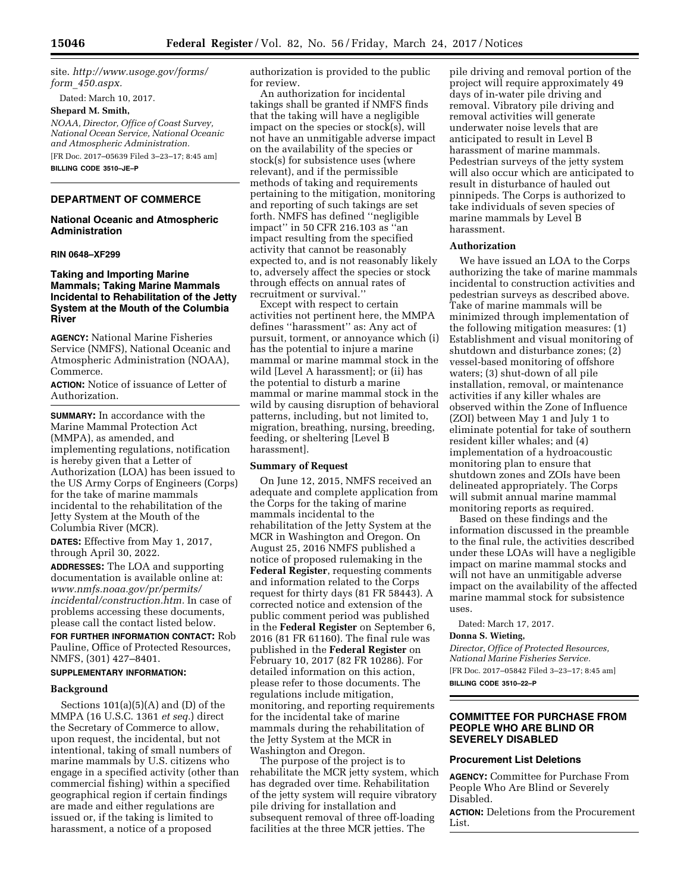site. *http://www.usoge.gov/forms/form_450.aspx.*

Dated: March 10, 2017.

**Shepard M. Smith,**

*NOAA, Director, Office of Coast Survey, National Ocean Service, National Oceanic and Atmospheric Administration.*

[FR Doc. 2017–05639 Filed 3–23–17; 8:45 am]

**BILLING CODE 3510–JE–P**

## DEPARTMENT OF COMMERCE

### National Oceanic and Atmospheric Administration

**RIN 0648–XF299**

### Taking and Importing Marine Mammals; Taking Marine Mammals Incidental to Rehabilitation of the Jetty System at the Mouth of the Columbia River

**AGENCY:** National Marine Fisheries Service (NMFS), National Oceanic and Atmospheric Administration (NOAA), Commerce.

**ACTION:** Notice of issuance of Letter of Authorization.

**SUMMARY:** In accordance with the Marine Mammal Protection Act (MMPA), as amended, and implementing regulations, notification is hereby given that a Letter of Authorization (LOA) has been issued to the US Army Corps of Engineers (Corps) for the take of marine mammals incidental to the rehabilitation of the Jetty System at the Mouth of the Columbia River (MCR).

**DATES:** Effective from May 1, 2017, through April 30, 2022.

**ADDRESSES:** The LOA and supporting documentation is available online at: *www.nmfs.noaa.gov/pr/permits/incidental/construction.htm.* In case of problems accessing these documents, please call the contact listed below.

**FOR FURTHER INFORMATION CONTACT:** Rob Pauline, Office of Protected Resources, NMFS, (301) 427–8401.

**SUPPLEMENTARY INFORMATION:**

#### Background

Sections 101(a)(5)(A) and (D) of the MMPA (16 U.S.C. 1361 *et seq.*) direct the Secretary of Commerce to allow, upon request, the incidental, but not intentional, taking of small numbers of marine mammals by U.S. citizens who engage in a specified activity (other than commercial fishing) within a specified geographical region if certain findings are made and either regulations are issued or, if the taking is limited to harassment, a notice of a proposed authorization is provided to the public for review.

An authorization for incidental takings shall be granted if NMFS finds that the taking will have a negligible impact on the species or stock(s), will not have an unmitigable adverse impact on the availability of the species or stock(s) for subsistence uses (where relevant), and if the permissible methods of taking and requirements pertaining to the mitigation, monitoring and reporting of such takings are set forth. NMFS has defined ''negligible impact'' in 50 CFR 216.103 as ''an impact resulting from the specified activity that cannot be reasonably expected to, and is not reasonably likely to, adversely affect the species or stock through effects on annual rates of recruitment or survival.''

Except with respect to certain activities not pertinent here, the MMPA defines ''harassment'' as: Any act of pursuit, torment, or annoyance which (i) has the potential to injure a marine mammal or marine mammal stock in the wild [Level A harassment]; or (ii) has the potential to disturb a marine mammal or marine mammal stock in the wild by causing disruption of behavioral patterns, including, but not limited to, migration, breathing, nursing, breeding, feeding, or sheltering [Level B harassment].

#### Summary of Request

On June 12, 2015, NMFS received an adequate and complete application from the Corps for the taking of marine mammals incidental to the rehabilitation of the Jetty System at the MCR in Washington and Oregon. On August 25, 2016 NMFS published a notice of proposed rulemaking in the **Federal Register**, requesting comments and information related to the Corps request for thirty days (81 FR 58443). A corrected notice and extension of the public comment period was published in the **Federal Register** on September 6, 2016 (81 FR 61160). The final rule was published in the **Federal Register** on February 10, 2017 (82 FR 10286). For detailed information on this action, please refer to those documents. The regulations include mitigation, monitoring, and reporting requirements for the incidental take of marine mammals during the rehabilitation of the Jetty System at the MCR in Washington and Oregon.

The purpose of the project is to rehabilitate the MCR jetty system, which has degraded over time. Rehabilitation of the jetty system will require vibratory pile driving for installation and subsequent removal of three off-loading facilities at the three MCR jetties. The pile driving and removal portion of the project will require approximately 49 days of in-water pile driving and removal. Vibratory pile driving and removal activities will generate underwater noise levels that are anticipated to result in Level B harassment of marine mammals. Pedestrian surveys of the jetty system will also occur which are anticipated to result in disturbance of hauled out pinnipeds. The Corps is authorized to take individuals of seven species of marine mammals by Level B harassment.

#### Authorization

We have issued an LOA to the Corps authorizing the take of marine mammals incidental to construction activities and pedestrian surveys as described above. Take of marine mammals will be minimized through implementation of the following mitigation measures: (1) Establishment and visual monitoring of shutdown and disturbance zones; (2) vessel-based monitoring of offshore waters; (3) shut-down of all pile installation, removal, or maintenance activities if any killer whales are observed within the Zone of Influence (ZOI) between May 1 and July 1 to eliminate potential for take of southern resident killer whales; and (4) implementation of a hydroacoustic monitoring plan to ensure that shutdown zones and ZOIs have been delineated appropriately. The Corps will submit annual marine mammal monitoring reports as required.

Based on these findings and the information discussed in the preamble to the final rule, the activities described under these LOAs will have a negligible impact on marine mammal stocks and will not have an unmitigable adverse impact on the availability of the affected marine mammal stock for subsistence uses.

Dated: March 17, 2017.

**Donna S. Wieting,**

*Director, Office of Protected Resources, National Marine Fisheries Service.*

[FR Doc. 2017–05842 Filed 3–23–17; 8:45 am]

**BILLING CODE 3510–22–P**

## COMMITTEE FOR PURCHASE FROM PEOPLE WHO ARE BLIND OR SEVERELY DISABLED

### Procurement List Deletions

**AGENCY:** Committee for Purchase From People Who Are Blind or Severely Disabled.

**ACTION:** Deletions from the Procurement List.